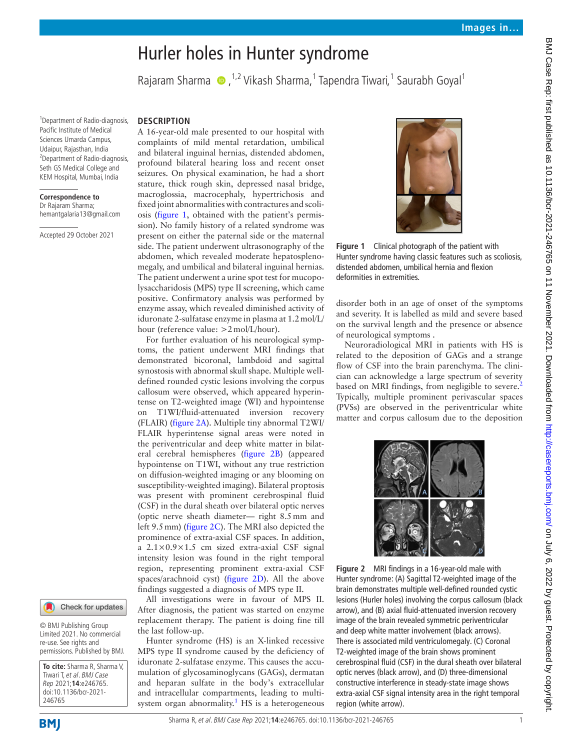# Hurler holes in Hunter syndrome

Rajaram Sharma,[1,2] Vikash Sharma,[1] Tapendra Tiwari,[1] Saurabh Goyal[1]

[1]Department of Radio-diagnosis, Pacific Institute of Medical Sciences Umarda Campus, Udaipur, Rajasthan, India
[2]Department of Radio-diagnosis, Seth GS Medical College and KEM Hospital, Mumbai, India

**Correspondence to**
Dr Rajaram Sharma; hemantgalaria13@gmail.com

Accepted 29 October 2021

© BMJ Publishing Group Limited 2021. No commercial re-use. See rights and permissions. Published by BMJ.

**To cite:** Sharma R, Sharma V, Tiwari T, *et al*. *BMJ Case Rep* 2021;**14**:e246765. doi:10.1136/bcr-2021-246765

## DESCRIPTION

A 16-year-old male presented to our hospital with complaints of mild mental retardation, umbilical and bilateral inguinal hernias, distended abdomen, profound bilateral hearing loss and recent onset seizures. On physical examination, he had a short stature, thick rough skin, depressed nasal bridge, macroglossia, macrocephaly, hypertrichosis and fixed joint abnormalities with contractures and scoliosis (figure 1, obtained with the patient's permission). No family history of a related syndrome was present on either the paternal side or the maternal side. The patient underwent ultrasonography of the abdomen, which revealed moderate hepatosplenomegaly, and umbilical and bilateral inguinal hernias. The patient underwent a urine spot test for mucopolysaccharidosis (MPS) type II screening, which came positive. Confirmatory analysis was performed by enzyme assay, which revealed diminished activity of iduronate 2-sulfatase enzyme in plasma at 1.2 mol/L/hour (reference value: >2 mol/L/hour).

For further evaluation of his neurological symptoms, the patient underwent MRI findings that demonstrated bicoronal, lambdoid and sagittal synostosis with abnormal skull shape. Multiple well-defined rounded cystic lesions involving the corpus callosum were observed, which appeared hyperintense on T2-weighted image (WI) and hypointense on T1WI/fluid-attenuated inversion recovery (FLAIR) (figure 2A). Multiple tiny abnormal T2WI/FLAIR hyperintense signal areas were noted in the periventricular and deep white matter in bilateral cerebral hemispheres (figure 2B) (appeared hypointense on T1WI, without any true restriction on diffusion-weighted imaging or any blooming on susceptibility-weighted imaging). Bilateral proptosis was present with prominent cerebrospinal fluid (CSF) in the dural sheath over bilateral optic nerves (optic nerve sheath diameter— right 8.5 mm and left 9.5 mm) (figure 2C). The MRI also depicted the prominence of extra-axial CSF spaces. In addition, a 2.1×0.9×1.5 cm sized extra-axial CSF signal intensity lesion was found in the right temporal region, representing prominent extra-axial CSF spaces/arachnoid cyst) (figure 2D). All the above findings suggested a diagnosis of MPS type II.

All investigations were in favour of MPS II. After diagnosis, the patient was started on enzyme replacement therapy. The patient is doing fine till the last follow-up.

Hunter syndrome (HS) is an X-linked recessive MPS type II syndrome caused by the deficiency of iduronate 2-sulfatase enzyme. This causes the accumulation of glycosaminoglycans (GAGs), dermatan and heparan sulfate in the body's extracellular and intracellular compartments, leading to multisystem organ abnormality.[1] HS is a heterogeneous disorder both in an age of onset of the symptoms and severity. It is labelled as mild and severe based on the survival length and the presence or absence of neurological symptoms .

Figure 1 Clinical photograph of the patient with Hunter syndrome having classic features such as scoliosis, distended abdomen, umbilical hernia and flexion deformities in extremities.

Neuroradiological MRI in patients with HS is related to the deposition of GAGs and a strange flow of CSF into the brain parenchyma. The clinician can acknowledge a large spectrum of severity based on MRI findings, from negligible to severe.[2] Typically, multiple prominent perivascular spaces (PVSs) are observed in the periventricular white matter and corpus callosum due to the deposition

Figure 2 MRI findings in a 16-year-old male with Hunter syndrome: (A) Sagittal T2-weighted image of the brain demonstrates multiple well-defined rounded cystic lesions (Hurler holes) involving the corpus callosum (black arrow), and (B) axial fluid-attenuated inversion recovery image of the brain revealed symmetric periventricular and deep white matter involvement (black arrows). There is associated mild ventriculomegaly. (C) Coronal T2-weighted image of the brain shows prominent cerebrospinal fluid (CSF) in the dural sheath over bilateral optic nerves (black arrow), and (D) three-dimensional constructive interference in steady-state image shows extra-axial CSF signal intensity area in the right temporal region (white arrow).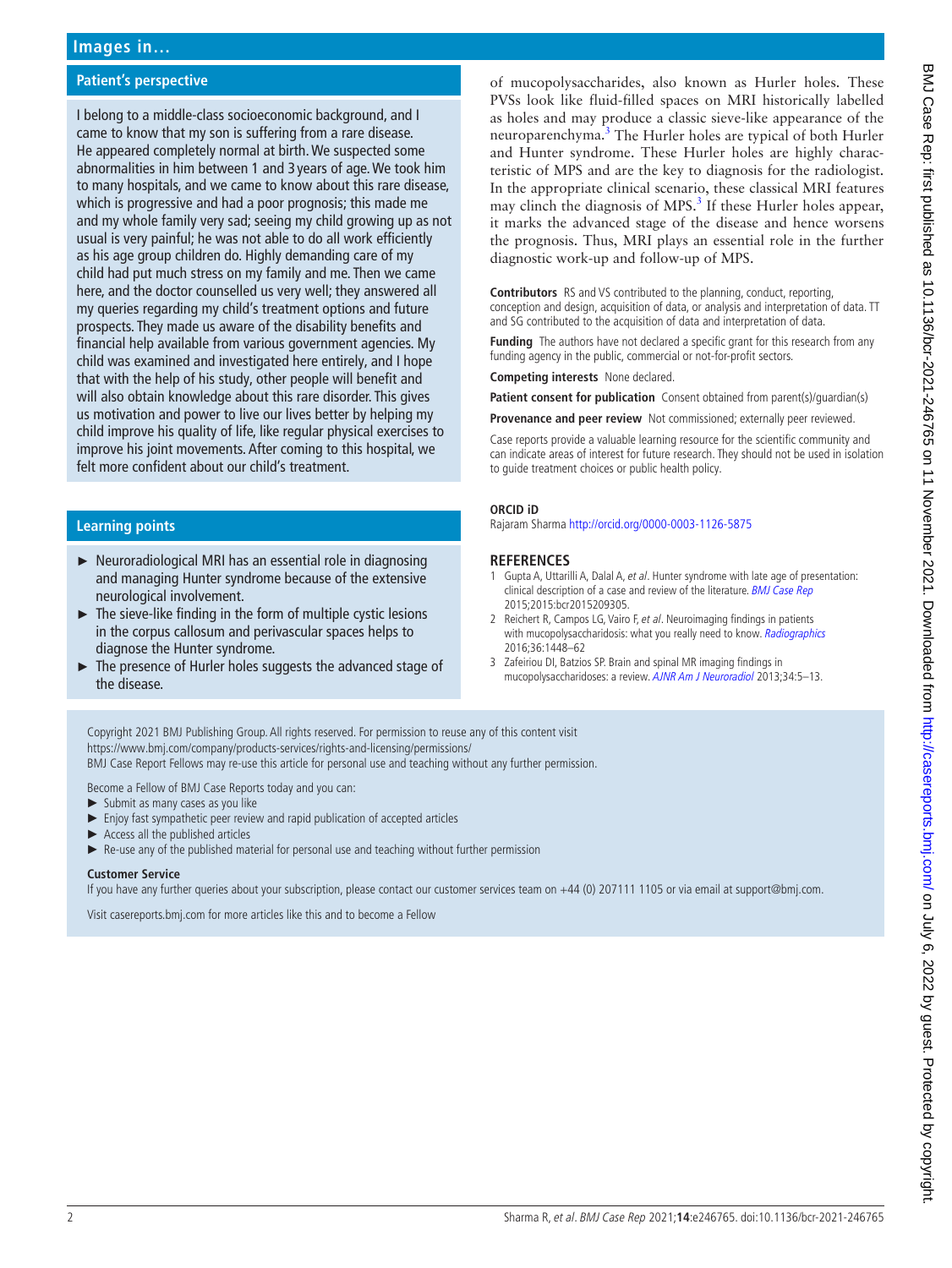## Patient's perspective

I belong to a middle-class socioeconomic background, and I came to know that my son is suffering from a rare disease. He appeared completely normal at birth. We suspected some abnormalities in him between 1 and 3 years of age. We took him to many hospitals, and we came to know about this rare disease, which is progressive and had a poor prognosis; this made me and my whole family very sad; seeing my child growing up as not usual is very painful; he was not able to do all work efficiently as his age group children do. Highly demanding care of my child had put much stress on my family and me. Then we came here, and the doctor counselled us very well; they answered all my queries regarding my child's treatment options and future prospects. They made us aware of the disability benefits and financial help available from various government agencies. My child was examined and investigated here entirely, and I hope that with the help of his study, other people will benefit and will also obtain knowledge about this rare disorder. This gives us motivation and power to live our lives better by helping my child improve his quality of life, like regular physical exercises to improve his joint movements. After coming to this hospital, we felt more confident about our child's treatment.

## Learning points

- Neuroradiological MRI has an essential role in diagnosing and managing Hunter syndrome because of the extensive neurological involvement.
- The sieve-like finding in the form of multiple cystic lesions in the corpus callosum and perivascular spaces helps to diagnose the Hunter syndrome.
- The presence of Hurler holes suggests the advanced stage of the disease.

of mucopolysaccharides, also known as Hurler holes. These PVSs look like fluid-filled spaces on MRI historically labelled as holes and may produce a classic sieve-like appearance of the neuroparenchyma.[3] The Hurler holes are typical of both Hurler and Hunter syndrome. These Hurler holes are highly characteristic of MPS and are the key to diagnosis for the radiologist. In the appropriate clinical scenario, these classical MRI features may clinch the diagnosis of MPS.[3] If these Hurler holes appear, it marks the advanced stage of the disease and hence worsens the prognosis. Thus, MRI plays an essential role in the further diagnostic work-up and follow-up of MPS.

**Contributors** RS and VS contributed to the planning, conduct, reporting, conception and design, acquisition of data, or analysis and interpretation of data. TT and SG contributed to the acquisition of data and interpretation of data.

**Funding** The authors have not declared a specific grant for this research from any funding agency in the public, commercial or not-for-profit sectors.

**Competing interests** None declared.

**Patient consent for publication** Consent obtained from parent(s)/guardian(s)

**Provenance and peer review** Not commissioned; externally peer reviewed.

Case reports provide a valuable learning resource for the scientific community and can indicate areas of interest for future research. They should not be used in isolation to guide treatment choices or public health policy.

### ORCID iD

Rajaram Sharma http://orcid.org/0000-0003-1126-5875

## REFERENCES

1. Gupta A, Uttarilli A, Dalal A, *et al*. Hunter syndrome with late age of presentation: clinical description of a case and review of the literature. *BMJ Case Rep* 2015;2015:bcr2015209305.
2. Reichert R, Campos LG, Vairo F, *et al*. Neuroimaging findings in patients with mucopolysaccharidosis: what you really need to know. *Radiographics* 2016;36:1448–62
3. Zafeiriou DI, Batzios SP. Brain and spinal MR imaging findings in mucopolysaccharidoses: a review. *AJNR Am J Neuroradiol* 2013;34:5–13.

Copyright 2021 BMJ Publishing Group. All rights reserved. For permission to reuse any of this content visit https://www.bmj.com/company/products-services/rights-and-licensing/permissions/
BMJ Case Report Fellows may re-use this article for personal use and teaching without any further permission.

Become a Fellow of BMJ Case Reports today and you can:
- Submit as many cases as you like
- Enjoy fast sympathetic peer review and rapid publication of accepted articles
- Access all the published articles
- Re-use any of the published material for personal use and teaching without further permission

**Customer Service**
If you have any further queries about your subscription, please contact our customer services team on +44 (0) 207111 1105 or via email at support@bmj.com.

Visit casereports.bmj.com for more articles like this and to become a Fellow